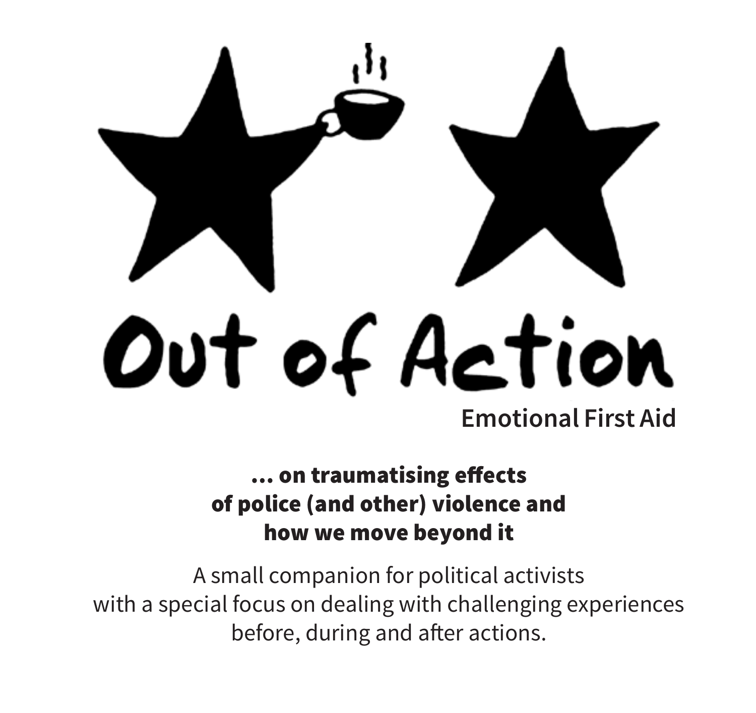# Out of Action

Emotional First Aid

**… on traumatising effects of police (and other) violence and how we move beyond it**

A small companion for political activists with a special focus on dealing with challenging experiences before, during and after actions.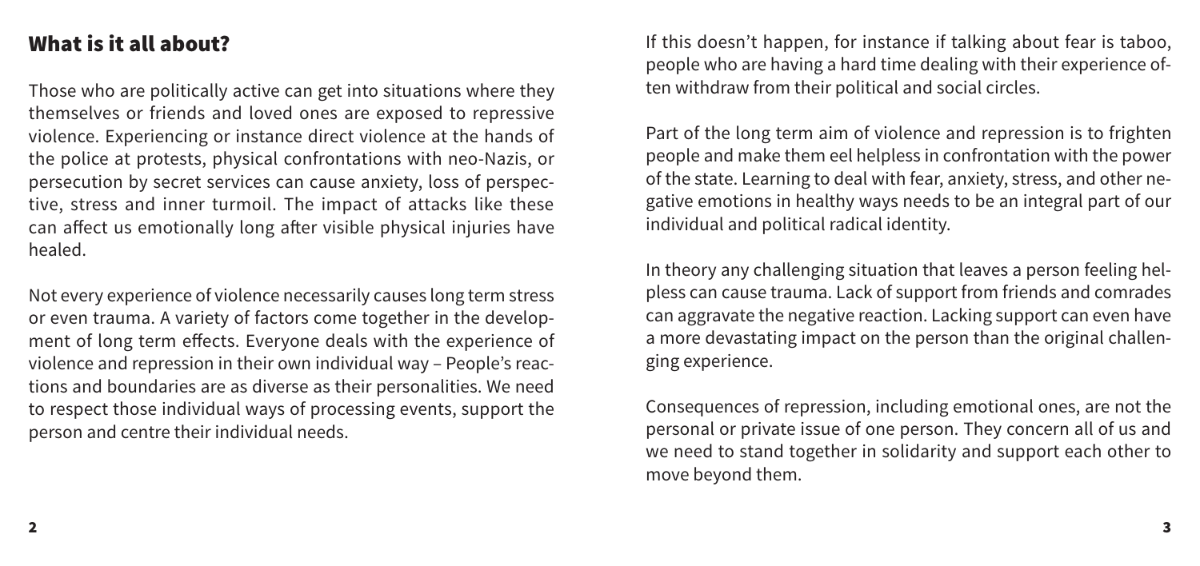## What is it all about?

Those who are politically active can get into situations where they themselves or friends and loved ones are exposed to repressive violence. Experiencing or instance direct violence at the hands of the police at protests, physical confrontations with neo-Nazis, or persecution by secret services can cause anxiety, loss of perspective, stress and inner turmoil. The impact of attacks like these can affect us emotionally long after visible physical injuries have healed.

Not every experience of violence necessarily causes long term stress or even trauma. A variety of factors come together in the development of long term effects. Everyone deals with the experience of violence and repression in their own individual way – People's reactions and boundaries are as diverse as their personalities. We need to respect those individual ways of processing events, support the person and centre their individual needs.

If this doesn't happen, for instance if talking about fear is taboo, people who are having a hard time dealing with their experience often withdraw from their political and social circles.

Part of the long term aim of violence and repression is to frighten people and make them eel helpless in confrontation with the power of the state. Learning to deal with fear, anxiety, stress, and other negative emotions in healthy ways needs to be an integral part of our individual and political radical identity.

In theory any challenging situation that leaves a person feeling helpless can cause trauma. Lack of support from friends and comrades can aggravate the negative reaction. Lacking support can even have a more devastating impact on the person than the original challenging experience.

Consequences of repression, including emotional ones, are not the personal or private issue of one person. They concern all of us and we need to stand together in solidarity and support each other to move beyond them.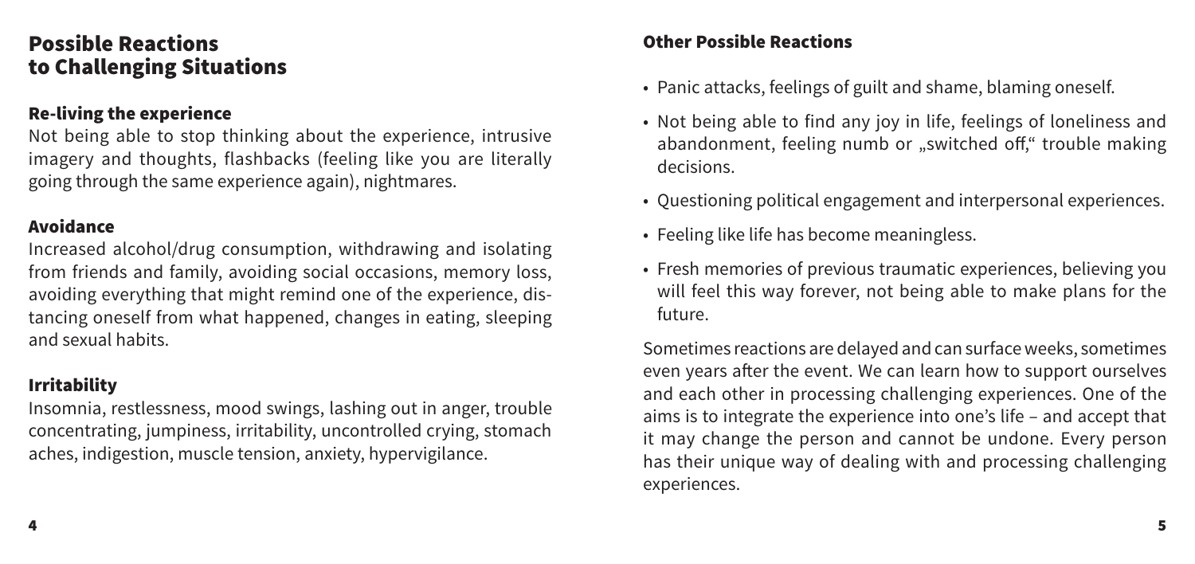## Possible Reactions to Challenging Situations

### Re-living the experience

Not being able to stop thinking about the experience, intrusive imagery and thoughts, flashbacks (feeling like you are literally going through the same experience again), nightmares.

### Avoidance

Increased alcohol/drug consumption, withdrawing and isolating from friends and family, avoiding social occasions, memory loss, avoiding everything that might remind one of the experience, distancing oneself from what happened, changes in eating, sleeping and sexual habits.

### Irritability

Insomnia, restlessness, mood swings, lashing out in anger, trouble concentrating, jumpiness, irritability, uncontrolled crying, stomach aches, indigestion, muscle tension, anxiety, hypervigilance.

### Other Possible Reactions

- Panic attacks, feelings of guilt and shame, blaming oneself.
- Not being able to find any joy in life, feelings of loneliness and abandonment, feeling numb or „switched off," trouble making decisions.
- Questioning political engagement and interpersonal experiences.
- Feeling like life has become meaningless.
- Fresh memories of previous traumatic experiences, believing you will feel this way forever, not being able to make plans for the future.

Sometimes reactions are delayed and can surface weeks, sometimes even years after the event. We can learn how to support ourselves and each other in processing challenging experiences. One of the aims is to integrate the experience into one's life – and accept that it may change the person and cannot be undone. Every person has their unique way of dealing with and processing challenging experiences.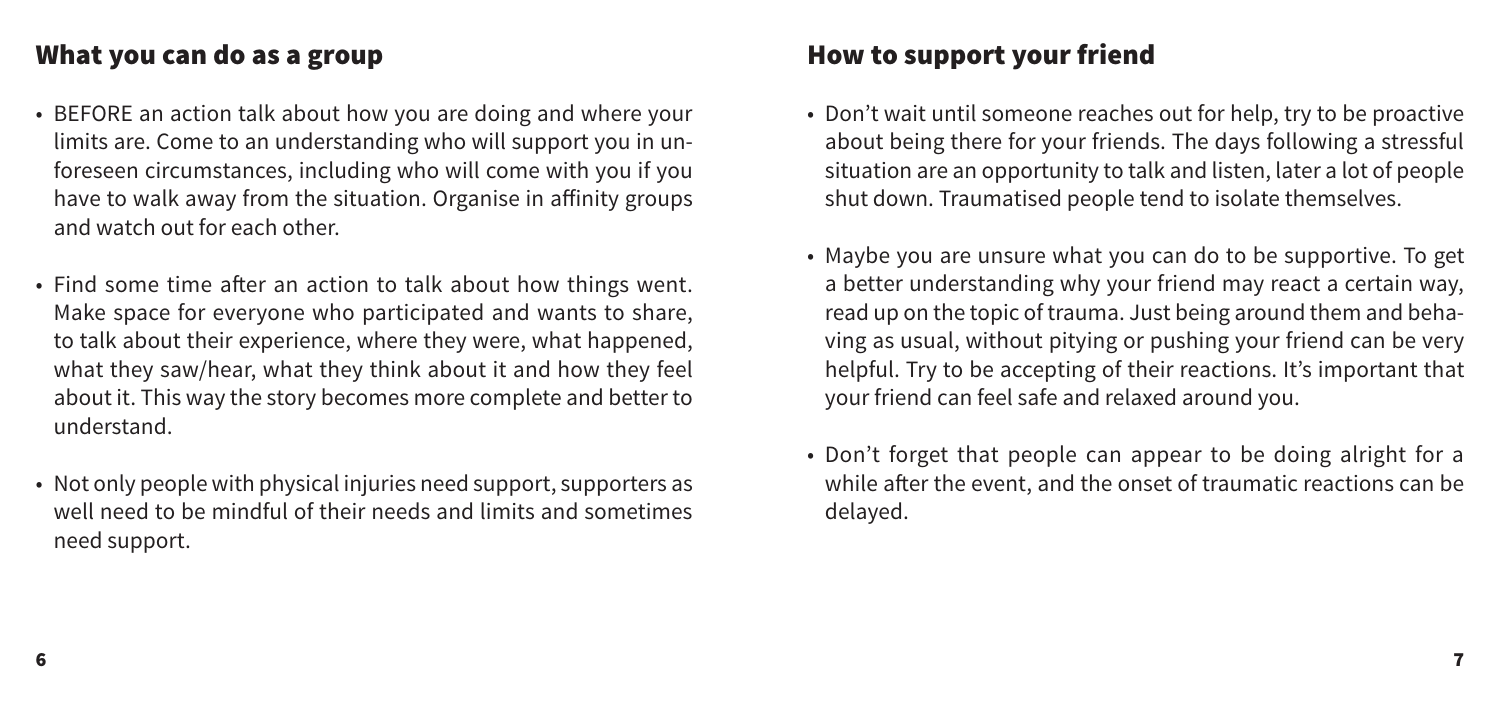## What you can do as a group

- BEFORE an action talk about how you are doing and where your limits are. Come to an understanding who will support you in unforeseen circumstances, including who will come with you if you have to walk away from the situation. Organise in affinity groups and watch out for each other.
- Find some time after an action to talk about how things went. Make space for everyone who participated and wants to share, to talk about their experience, where they were, what happened, what they saw/hear, what they think about it and how they feel about it. This way the story becomes more complete and better to understand.
- Not only people with physical injuries need support, supporters as well need to be mindful of their needs and limits and sometimes need support.

## How to support your friend

- Don't wait until someone reaches out for help, try to be proactive about being there for your friends. The days following a stressful situation are an opportunity to talk and listen, later a lot of people shut down. Traumatised people tend to isolate themselves.
- Maybe you are unsure what you can do to be supportive. To get a better understanding why your friend may react a certain way, read up on the topic of trauma. Just being around them and behaving as usual, without pitying or pushing your friend can be very helpful. Try to be accepting of their reactions. It's important that your friend can feel safe and relaxed around you.
- Don't forget that people can appear to be doing alright for a while after the event, and the onset of traumatic reactions can be delayed.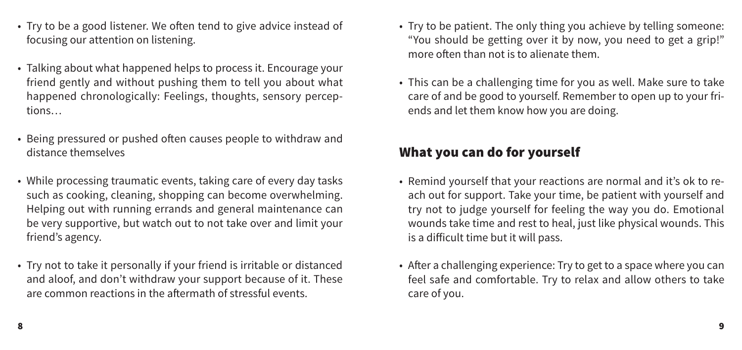- Try to be a good listener. We often tend to give advice instead of focusing our attention on listening.
- Talking about what happened helps to process it. Encourage your friend gently and without pushing them to tell you about what happened chronologically: Feelings, thoughts, sensory perceptions…
- Being pressured or pushed often causes people to withdraw and distance themselves
- While processing traumatic events, taking care of every day tasks such as cooking, cleaning, shopping can become overwhelming. Helping out with running errands and general maintenance can be very supportive, but watch out to not take over and limit your friend's agency.
- Try not to take it personally if your friend is irritable or distanced and aloof, and don't withdraw your support because of it. These are common reactions in the aftermath of stressful events.
- Try to be patient. The only thing you achieve by telling someone: "You should be getting over it by now, you need to get a grip!" more often than not is to alienate them.
- This can be a challenging time for you as well. Make sure to take care of and be good to yourself. Remember to open up to your friends and let them know how you are doing.

## What you can do for yourself

- Remind yourself that your reactions are normal and it's ok to reach out for support. Take your time, be patient with yourself and try not to judge yourself for feeling the way you do. Emotional wounds take time and rest to heal, just like physical wounds. This is a difficult time but it will pass.
- After a challenging experience: Try to get to a space where you can feel safe and comfortable. Try to relax and allow others to take care of you.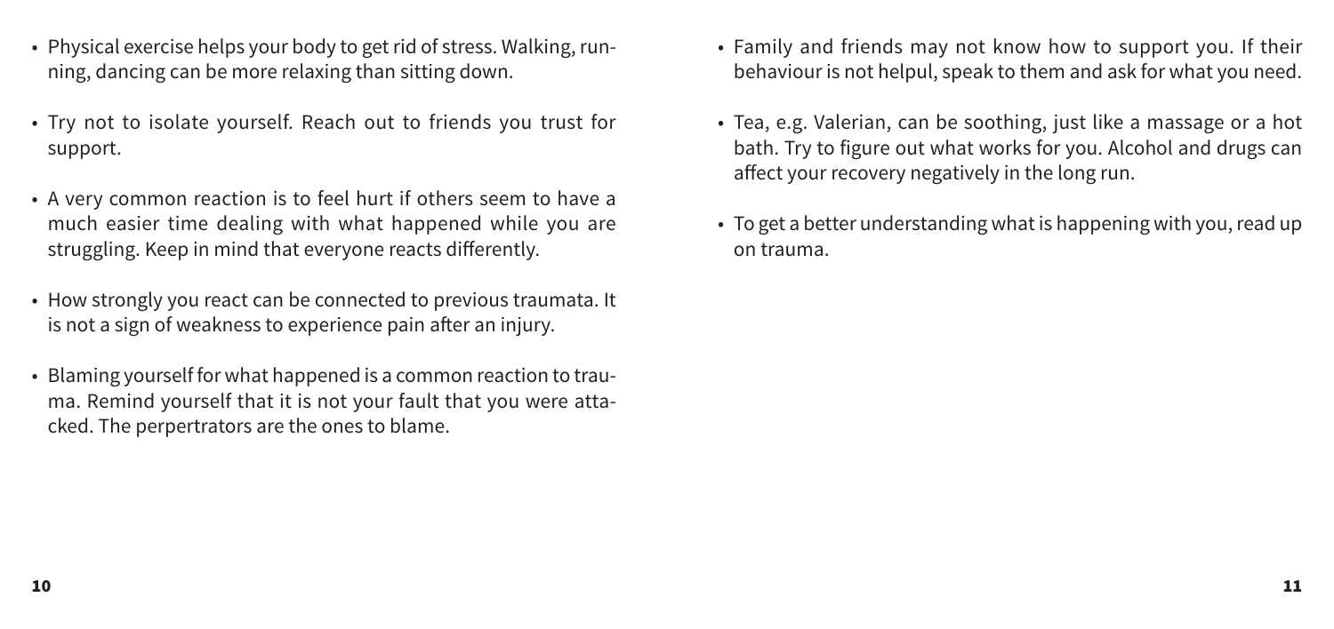- Physical exercise helps your body to get rid of stress. Walking, running, dancing can be more relaxing than sitting down.
- Try not to isolate yourself. Reach out to friends you trust for support.
- A very common reaction is to feel hurt if others seem to have a much easier time dealing with what happened while you are struggling. Keep in mind that everyone reacts differently.
- How strongly you react can be connected to previous traumata. It is not a sign of weakness to experience pain after an injury.
- Blaming yourself for what happened is a common reaction to trauma. Remind yourself that it is not your fault that you were attacked. The perpertrators are the ones to blame.
- Family and friends may not know how to support you. If their behaviour is not helpul, speak to them and ask for what you need.
- Tea, e.g. Valerian, can be soothing, just like a massage or a hot bath. Try to figure out what works for you. Alcohol and drugs can affect your recovery negatively in the long run.
- To get a better understanding what is happening with you, read up on trauma.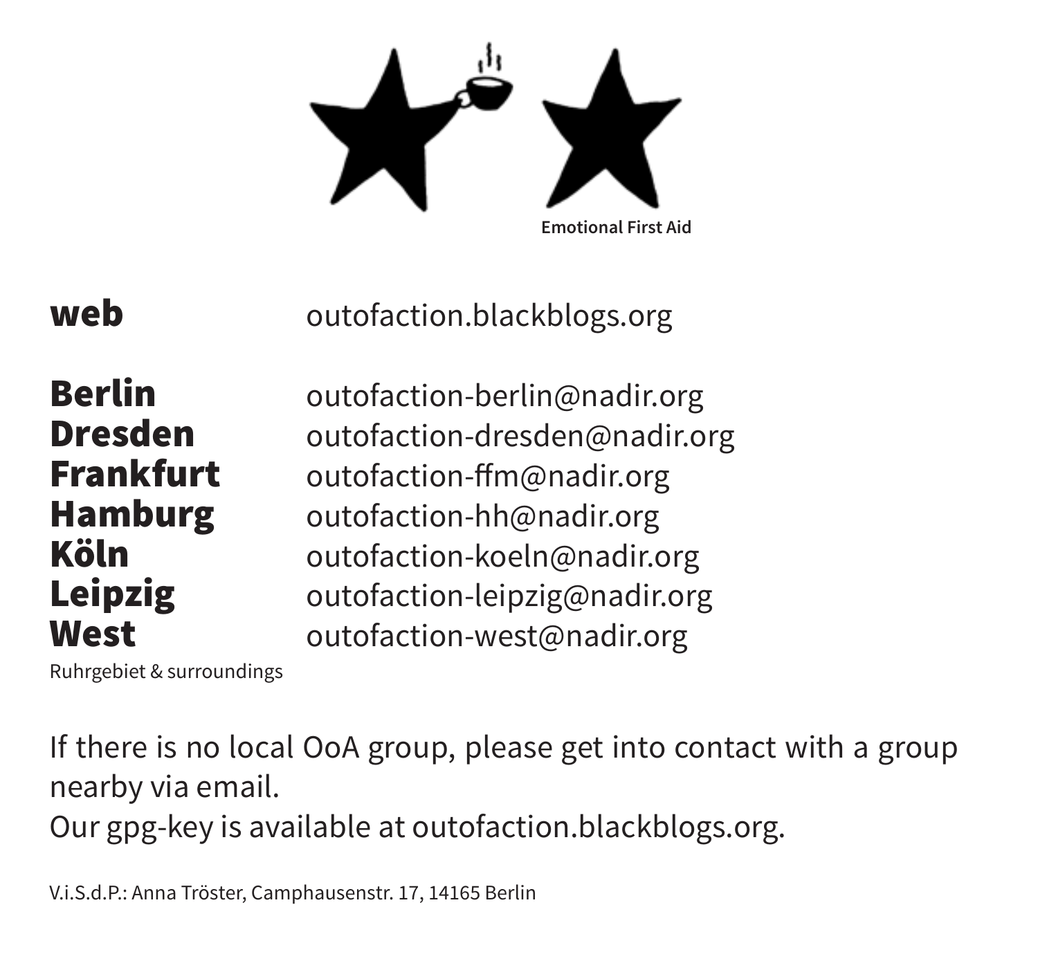Emotional First Aid

| | |
|---|---|
| **web** | outofaction.blackblogs.org |
| | |
| **Berlin** | outofaction-berlin@nadir.org |
| **Dresden** | outofaction-dresden@nadir.org |
| **Frankfurt** | outofaction-ffm@nadir.org |
| **Hamburg** | outofaction-hh@nadir.org |
| **Köln** | outofaction-koeln@nadir.org |
| **Leipzig** | outofaction-leipzig@nadir.org |
| **West** Ruhrgebiet & surroundings | outofaction-west@nadir.org |

If there is no local OoA group, please get into contact with a group nearby via email.
Our gpg-key is available at outofaction.blackblogs.org.

V.i.S.d.P.: Anna Tröster, Camphausenstr. 17, 14165 Berlin